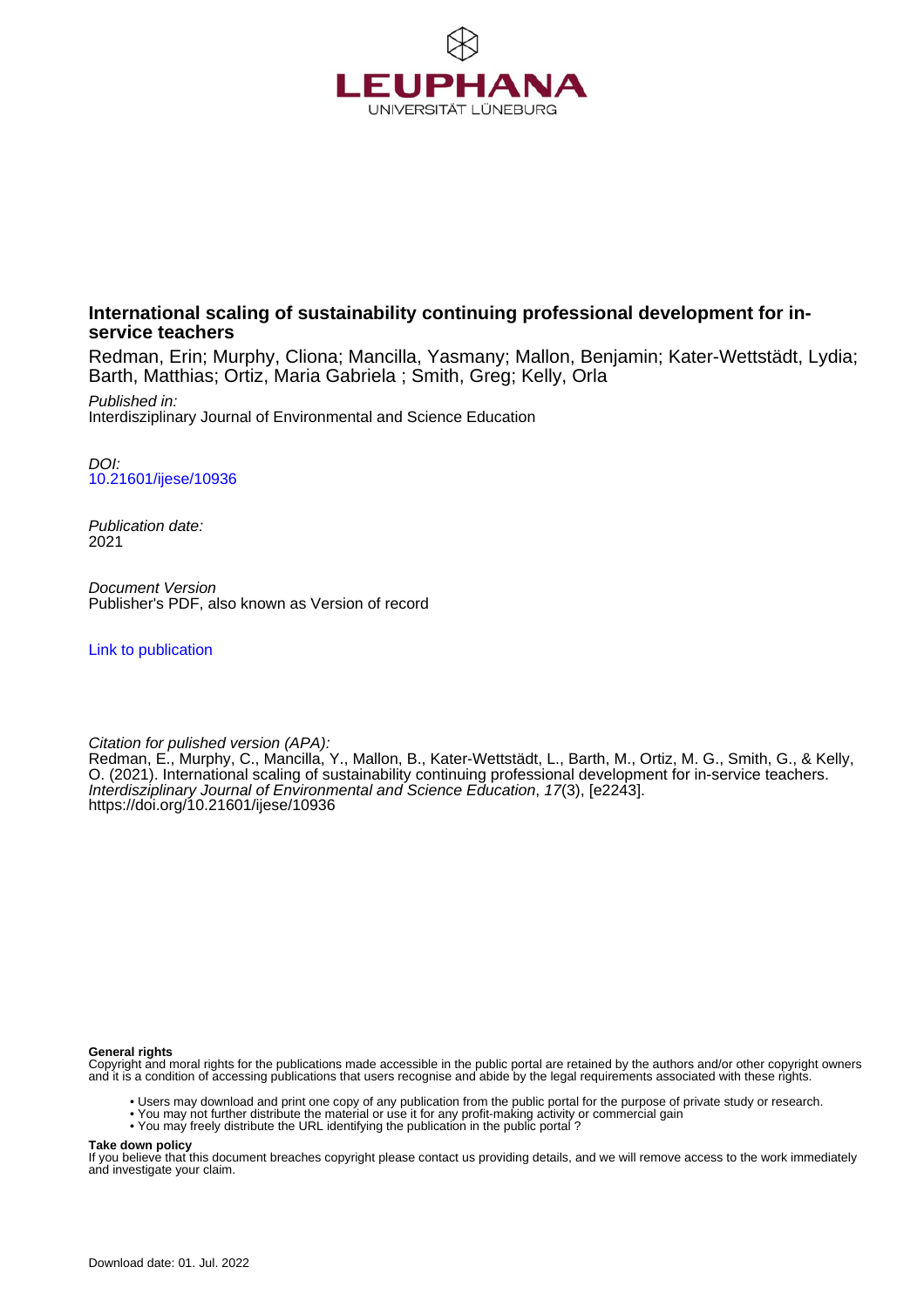# International scaling of sustainability continuing professional development for in-service teachers

Redman, Erin; Murphy, Cliona; Mancilla, Yasmany; Mallon, Benjamin; Kater-Wettstädt, Lydia; Barth, Matthias; Ortiz, Maria Gabriela ; Smith, Greg; Kelly, Orla

*Published in:*
Interdisziplinary Journal of Environmental and Science Education

*DOI:*
10.21601/ijese/10936

*Publication date:*
2021

*Document Version*
Publisher's PDF, also known as Version of record

Link to publication

*Citation for pulished version (APA):*
Redman, E., Murphy, C., Mancilla, Y., Mallon, B., Kater-Wettstädt, L., Barth, M., Ortiz, M. G., Smith, G., & Kelly, O. (2021). International scaling of sustainability continuing professional development for in-service teachers. *Interdisziplinary Journal of Environmental and Science Education*, *17*(3), [e2243]. https://doi.org/10.21601/ijese/10936

**General rights**
Copyright and moral rights for the publications made accessible in the public portal are retained by the authors and/or other copyright owners and it is a condition of accessing publications that users recognise and abide by the legal requirements associated with these rights.

- Users may download and print one copy of any publication from the public portal for the purpose of private study or research.
- You may not further distribute the material or use it for any profit-making activity or commercial gain
- You may freely distribute the URL identifying the publication in the public portal ?

**Take down policy**
If you believe that this document breaches copyright please contact us providing details, and we will remove access to the work immediately and investigate your claim.

Download date: 01. Jul. 2022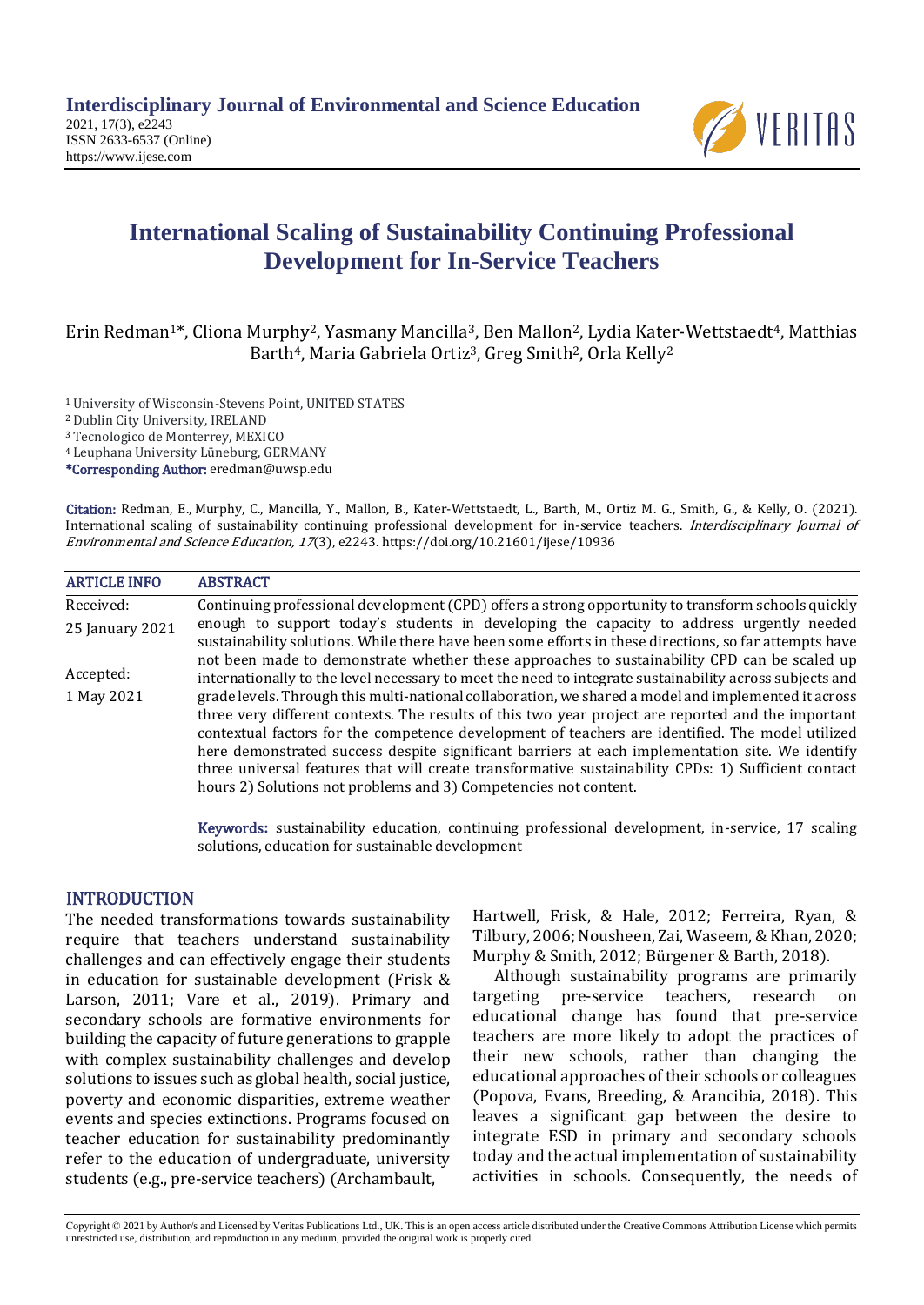# International Scaling of Sustainability Continuing Professional Development for In-Service Teachers

Erin Redman[1]*, Cliona Murphy[2], Yasmany Mancilla[3], Ben Mallon[2], Lydia Kater-Wettstaedt[4], Matthias Barth[4], Maria Gabriela Ortiz[3], Greg Smith[2], Orla Kelly[2]

[1] University of Wisconsin-Stevens Point, UNITED STATES
[2] Dublin City University, IRELAND
[3] Tecnologico de Monterrey, MEXICO
[4] Leuphana University Lüneburg, GERMANY
*Corresponding Author: eredman@uwsp.edu

**Citation:** Redman, E., Murphy, C., Mancilla, Y., Mallon, B., Kater-Wettstaedt, L., Barth, M., Ortiz M. G., Smith, G., & Kelly, O. (2021). International scaling of sustainability continuing professional development for in-service teachers. *Interdisciplinary Journal of Environmental and Science Education, 17*(3), e2243. https://doi.org/10.21601/ijese/10936

| ARTICLE INFO | ABSTRACT |
|---|---|
| Received: 25 January 2021<br><br>Accepted: 1 May 2021 | Continuing professional development (CPD) offers a strong opportunity to transform schools quickly enough to support today's students in developing the capacity to address urgently needed sustainability solutions. While there have been some efforts in these directions, so far attempts have not been made to demonstrate whether these approaches to sustainability CPD can be scaled up internationally to the level necessary to meet the need to integrate sustainability across subjects and grade levels. Through this multi-national collaboration, we shared a model and implemented it across three very different contexts. The results of this two year project are reported and the important contextual factors for the competence development of teachers are identified. The model utilized here demonstrated success despite significant barriers at each implementation site. We identify three universal features that will create transformative sustainability CPDs: 1) Sufficient contact hours 2) Solutions not problems and 3) Competencies not content.<br><br>**Keywords:** sustainability education, continuing professional development, in-service, 17 scaling solutions, education for sustainable development |

## INTRODUCTION

The needed transformations towards sustainability require that teachers understand sustainability challenges and can effectively engage their students in education for sustainable development (Frisk & Larson, 2011; Vare et al., 2019). Primary and secondary schools are formative environments for building the capacity of future generations to grapple with complex sustainability challenges and develop solutions to issues such as global health, social justice, poverty and economic disparities, extreme weather events and species extinctions. Programs focused on teacher education for sustainability predominantly refer to the education of undergraduate, university students (e.g., pre-service teachers) (Archambault, Hartwell, Frisk, & Hale, 2012; Ferreira, Ryan, & Tilbury, 2006; Nousheen, Zai, Waseem, & Khan, 2020; Murphy & Smith, 2012; Bürgener & Barth, 2018).

Although sustainability programs are primarily targeting pre-service teachers, research on educational change has found that pre-service teachers are more likely to adopt the practices of their new schools, rather than changing the educational approaches of their schools or colleagues (Popova, Evans, Breeding, & Arancibia, 2018). This leaves a significant gap between the desire to integrate ESD in primary and secondary schools today and the actual implementation of sustainability activities in schools. Consequently, the needs of

Copyright © 2021 by Author/s and Licensed by Veritas Publications Ltd., UK. This is an open access article distributed under the Creative Commons Attribution License which permits unrestricted use, distribution, and reproduction in any medium, provided the original work is properly cited.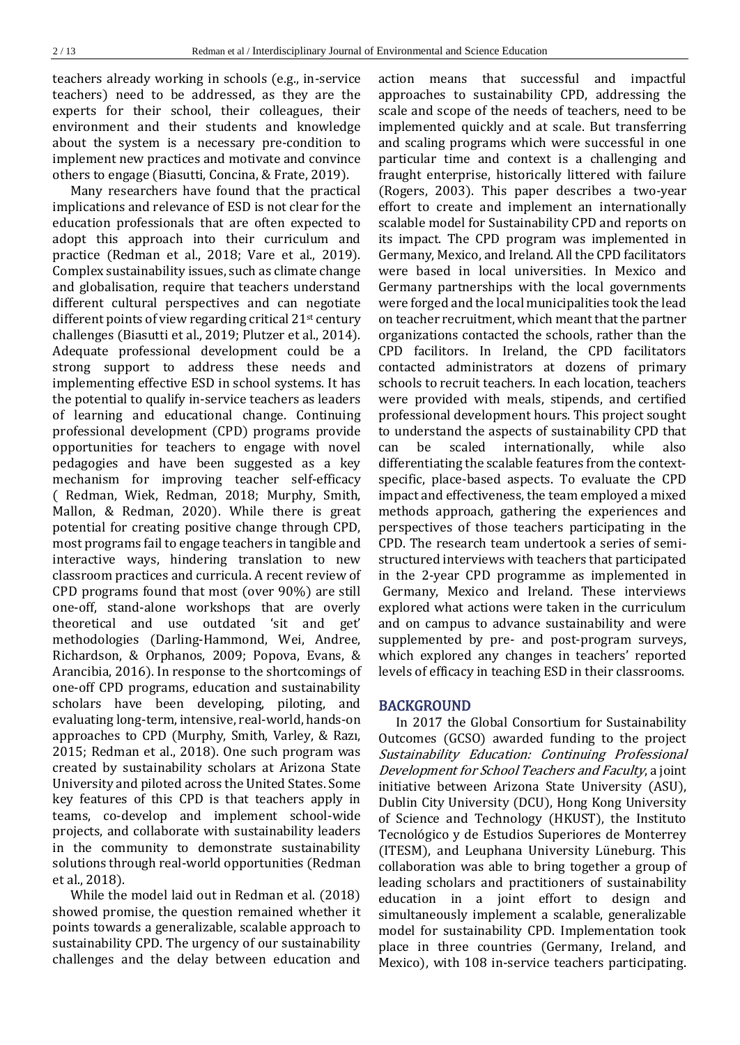teachers already working in schools (e.g., in-service teachers) need to be addressed, as they are the experts for their school, their colleagues, their environment and their students and knowledge about the system is a necessary pre-condition to implement new practices and motivate and convince others to engage (Biasutti, Concina, & Frate, 2019).

Many researchers have found that the practical implications and relevance of ESD is not clear for the education professionals that are often expected to adopt this approach into their curriculum and practice (Redman et al., 2018; Vare et al., 2019). Complex sustainability issues, such as climate change and globalisation, require that teachers understand different cultural perspectives and can negotiate different points of view regarding critical 21st century challenges (Biasutti et al., 2019; Plutzer et al., 2014). Adequate professional development could be a strong support to address these needs and implementing effective ESD in school systems. It has the potential to qualify in-service teachers as leaders of learning and educational change. Continuing professional development (CPD) programs provide opportunities for teachers to engage with novel pedagogies and have been suggested as a key mechanism for improving teacher self-efficacy ( Redman, Wiek, Redman, 2018; Murphy, Smith, Mallon, & Redman, 2020). While there is great potential for creating positive change through CPD, most programs fail to engage teachers in tangible and interactive ways, hindering translation to new classroom practices and curricula. A recent review of CPD programs found that most (over 90%) are still one-off, stand-alone workshops that are overly theoretical and use outdated 'sit and get' methodologies (Darling-Hammond, Wei, Andree, Richardson, & Orphanos, 2009; Popova, Evans, & Arancibia, 2016). In response to the shortcomings of one-off CPD programs, education and sustainability scholars have been developing, piloting, and evaluating long-term, intensive, real-world, hands-on approaches to CPD (Murphy, Smith, Varley, & Razı, 2015; Redman et al., 2018). One such program was created by sustainability scholars at Arizona State University and piloted across the United States. Some key features of this CPD is that teachers apply in teams, co-develop and implement school-wide projects, and collaborate with sustainability leaders in the community to demonstrate sustainability solutions through real-world opportunities (Redman et al., 2018).

While the model laid out in Redman et al. (2018) showed promise, the question remained whether it points towards a generalizable, scalable approach to sustainability CPD. The urgency of our sustainability challenges and the delay between education and action means that successful and impactful approaches to sustainability CPD, addressing the scale and scope of the needs of teachers, need to be implemented quickly and at scale. But transferring and scaling programs which were successful in one particular time and context is a challenging and fraught enterprise, historically littered with failure (Rogers, 2003). This paper describes a two-year effort to create and implement an internationally scalable model for Sustainability CPD and reports on its impact. The CPD program was implemented in Germany, Mexico, and Ireland. All the CPD facilitators were based in local universities. In Mexico and Germany partnerships with the local governments were forged and the local municipalities took the lead on teacher recruitment, which meant that the partner organizations contacted the schools, rather than the CPD facilitors. In Ireland, the CPD facilitators contacted administrators at dozens of primary schools to recruit teachers. In each location, teachers were provided with meals, stipends, and certified professional development hours. This project sought to understand the aspects of sustainability CPD that can be scaled internationally, while also differentiating the scalable features from the context-specific, place-based aspects. To evaluate the CPD impact and effectiveness, the team employed a mixed methods approach, gathering the experiences and perspectives of those teachers participating in the CPD. The research team undertook a series of semi-structured interviews with teachers that participated in the 2-year CPD programme as implemented in Germany, Mexico and Ireland. These interviews explored what actions were taken in the curriculum and on campus to advance sustainability and were supplemented by pre- and post-program surveys, which explored any changes in teachers' reported levels of efficacy in teaching ESD in their classrooms.

## BACKGROUND

In 2017 the Global Consortium for Sustainability Outcomes (GCSO) awarded funding to the project *Sustainability Education: Continuing Professional Development for School Teachers and Faculty*, a joint initiative between Arizona State University (ASU), Dublin City University (DCU), Hong Kong University of Science and Technology (HKUST), the Instituto Tecnológico y de Estudios Superiores de Monterrey (ITESM), and Leuphana University Lüneburg. This collaboration was able to bring together a group of leading scholars and practitioners of sustainability education in a joint effort to design and simultaneously implement a scalable, generalizable model for sustainability CPD. Implementation took place in three countries (Germany, Ireland, and Mexico), with 108 in-service teachers participating.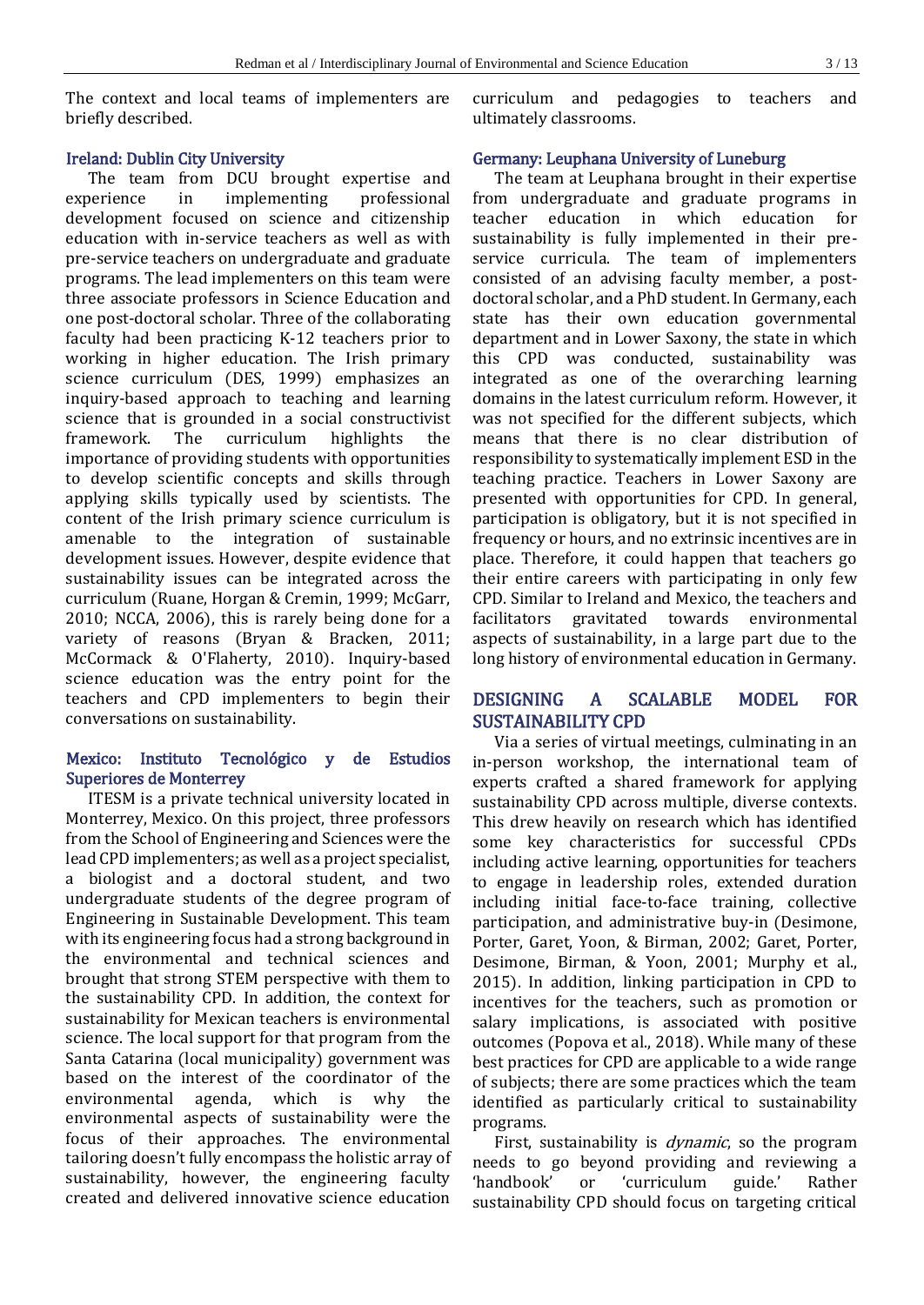The context and local teams of implementers are briefly described.

### Ireland: Dublin City University

The team from DCU brought expertise and experience in implementing professional development focused on science and citizenship education with in-service teachers as well as with pre-service teachers on undergraduate and graduate programs. The lead implementers on this team were three associate professors in Science Education and one post-doctoral scholar. Three of the collaborating faculty had been practicing K-12 teachers prior to working in higher education. The Irish primary science curriculum (DES, 1999) emphasizes an inquiry-based approach to teaching and learning science that is grounded in a social constructivist framework. The curriculum highlights the importance of providing students with opportunities to develop scientific concepts and skills through applying skills typically used by scientists. The content of the Irish primary science curriculum is amenable to the integration of sustainable development issues. However, despite evidence that sustainability issues can be integrated across the curriculum (Ruane, Horgan & Cremin, 1999; McGarr, 2010; NCCA, 2006), this is rarely being done for a variety of reasons (Bryan & Bracken, 2011; McCormack & O'Flaherty, 2010). Inquiry-based science education was the entry point for the teachers and CPD implementers to begin their conversations on sustainability.

### Mexico: Instituto Tecnológico y de Estudios Superiores de Monterrey

ITESM is a private technical university located in Monterrey, Mexico. On this project, three professors from the School of Engineering and Sciences were the lead CPD implementers; as well as a project specialist, a biologist and a doctoral student, and two undergraduate students of the degree program of Engineering in Sustainable Development. This team with its engineering focus had a strong background in the environmental and technical sciences and brought that strong STEM perspective with them to the sustainability CPD. In addition, the context for sustainability for Mexican teachers is environmental science. The local support for that program from the Santa Catarina (local municipality) government was based on the interest of the coordinator of the environmental agenda, which is why the environmental aspects of sustainability were the focus of their approaches. The environmental tailoring doesn't fully encompass the holistic array of sustainability, however, the engineering faculty created and delivered innovative science education curriculum and pedagogies to teachers and ultimately classrooms.

### Germany: Leuphana University of Luneburg

The team at Leuphana brought in their expertise from undergraduate and graduate programs in teacher education in which education for sustainability is fully implemented in their pre-service curricula. The team of implementers consisted of an advising faculty member, a post-doctoral scholar, and a PhD student. In Germany, each state has their own education governmental department and in Lower Saxony, the state in which this CPD was conducted, sustainability was integrated as one of the overarching learning domains in the latest curriculum reform. However, it was not specified for the different subjects, which means that there is no clear distribution of responsibility to systematically implement ESD in the teaching practice. Teachers in Lower Saxony are presented with opportunities for CPD. In general, participation is obligatory, but it is not specified in frequency or hours, and no extrinsic incentives are in place. Therefore, it could happen that teachers go their entire careers with participating in only few CPD. Similar to Ireland and Mexico, the teachers and facilitators gravitated towards environmental aspects of sustainability, in a large part due to the long history of environmental education in Germany.

## DESIGNING A SCALABLE MODEL FOR SUSTAINABILITY CPD

Via a series of virtual meetings, culminating in an in-person workshop, the international team of experts crafted a shared framework for applying sustainability CPD across multiple, diverse contexts. This drew heavily on research which has identified some key characteristics for successful CPDs including active learning, opportunities for teachers to engage in leadership roles, extended duration including initial face-to-face training, collective participation, and administrative buy-in (Desimone, Porter, Garet, Yoon, & Birman, 2002; Garet, Porter, Desimone, Birman, & Yoon, 2001; Murphy et al., 2015). In addition, linking participation in CPD to incentives for the teachers, such as promotion or salary implications, is associated with positive outcomes (Popova et al., 2018). While many of these best practices for CPD are applicable to a wide range of subjects; there are some practices which the team identified as particularly critical to sustainability programs.

First, sustainability is *dynamic*, so the program needs to go beyond providing and reviewing a 'handbook' or 'curriculum guide.' Rather sustainability CPD should focus on targeting critical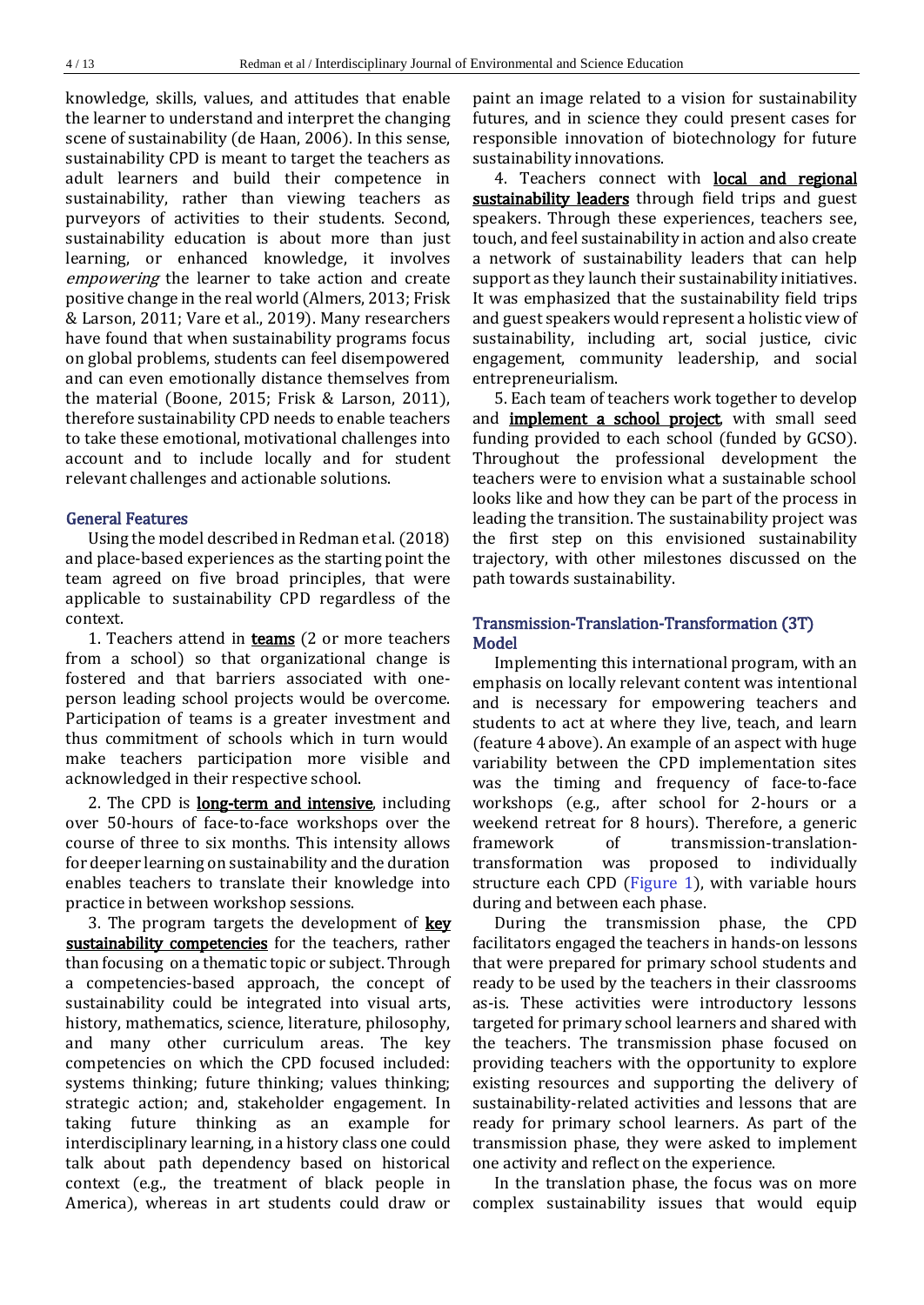knowledge, skills, values, and attitudes that enable the learner to understand and interpret the changing scene of sustainability (de Haan, 2006). In this sense, sustainability CPD is meant to target the teachers as adult learners and build their competence in sustainability, rather than viewing teachers as purveyors of activities to their students. Second, sustainability education is about more than just learning, or enhanced knowledge, it involves *empowering* the learner to take action and create positive change in the real world (Almers, 2013; Frisk & Larson, 2011; Vare et al., 2019). Many researchers have found that when sustainability programs focus on global problems, students can feel disempowered and can even emotionally distance themselves from the material (Boone, 2015; Frisk & Larson, 2011), therefore sustainability CPD needs to enable teachers to take these emotional, motivational challenges into account and to include locally and for student relevant challenges and actionable solutions.

### General Features

Using the model described in Redman et al. (2018) and place-based experiences as the starting point the team agreed on five broad principles, that were applicable to sustainability CPD regardless of the context.

1. Teachers attend in **teams** (2 or more teachers from a school) so that organizational change is fostered and that barriers associated with one-person leading school projects would be overcome. Participation of teams is a greater investment and thus commitment of schools which in turn would make teachers participation more visible and acknowledged in their respective school.

2. The CPD is **long-term and intensive**, including over 50-hours of face-to-face workshops over the course of three to six months. This intensity allows for deeper learning on sustainability and the duration enables teachers to translate their knowledge into practice in between workshop sessions.

3. The program targets the development of **key sustainability competencies** for the teachers, rather than focusing on a thematic topic or subject. Through a competencies-based approach, the concept of sustainability could be integrated into visual arts, history, mathematics, science, literature, philosophy, and many other curriculum areas. The key competencies on which the CPD focused included: systems thinking; future thinking; values thinking; strategic action; and, stakeholder engagement. In taking future thinking as an example for interdisciplinary learning, in a history class one could talk about path dependency based on historical context (e.g., the treatment of black people in America), whereas in art students could draw or paint an image related to a vision for sustainability futures, and in science they could present cases for responsible innovation of biotechnology for future sustainability innovations.

4. Teachers connect with **local and regional sustainability leaders** through field trips and guest speakers. Through these experiences, teachers see, touch, and feel sustainability in action and also create a network of sustainability leaders that can help support as they launch their sustainability initiatives. It was emphasized that the sustainability field trips and guest speakers would represent a holistic view of sustainability, including art, social justice, civic engagement, community leadership, and social entrepreneurialism.

5. Each team of teachers work together to develop and **implement a school project**, with small seed funding provided to each school (funded by GCSO). Throughout the professional development the teachers were to envision what a sustainable school looks like and how they can be part of the process in leading the transition. The sustainability project was the first step on this envisioned sustainability trajectory, with other milestones discussed on the path towards sustainability.

### Transmission-Translation-Transformation (3T) Model

Implementing this international program, with an emphasis on locally relevant content was intentional and is necessary for empowering teachers and students to act at where they live, teach, and learn (feature 4 above). An example of an aspect with huge variability between the CPD implementation sites was the timing and frequency of face-to-face workshops (e.g., after school for 2-hours or a weekend retreat for 8 hours). Therefore, a generic framework of transmission-translation-transformation was proposed to individually structure each CPD (Figure 1), with variable hours during and between each phase.

During the transmission phase, the CPD facilitators engaged the teachers in hands-on lessons that were prepared for primary school students and ready to be used by the teachers in their classrooms as-is. These activities were introductory lessons targeted for primary school learners and shared with the teachers. The transmission phase focused on providing teachers with the opportunity to explore existing resources and supporting the delivery of sustainability-related activities and lessons that are ready for primary school learners. As part of the transmission phase, they were asked to implement one activity and reflect on the experience.

In the translation phase, the focus was on more complex sustainability issues that would equip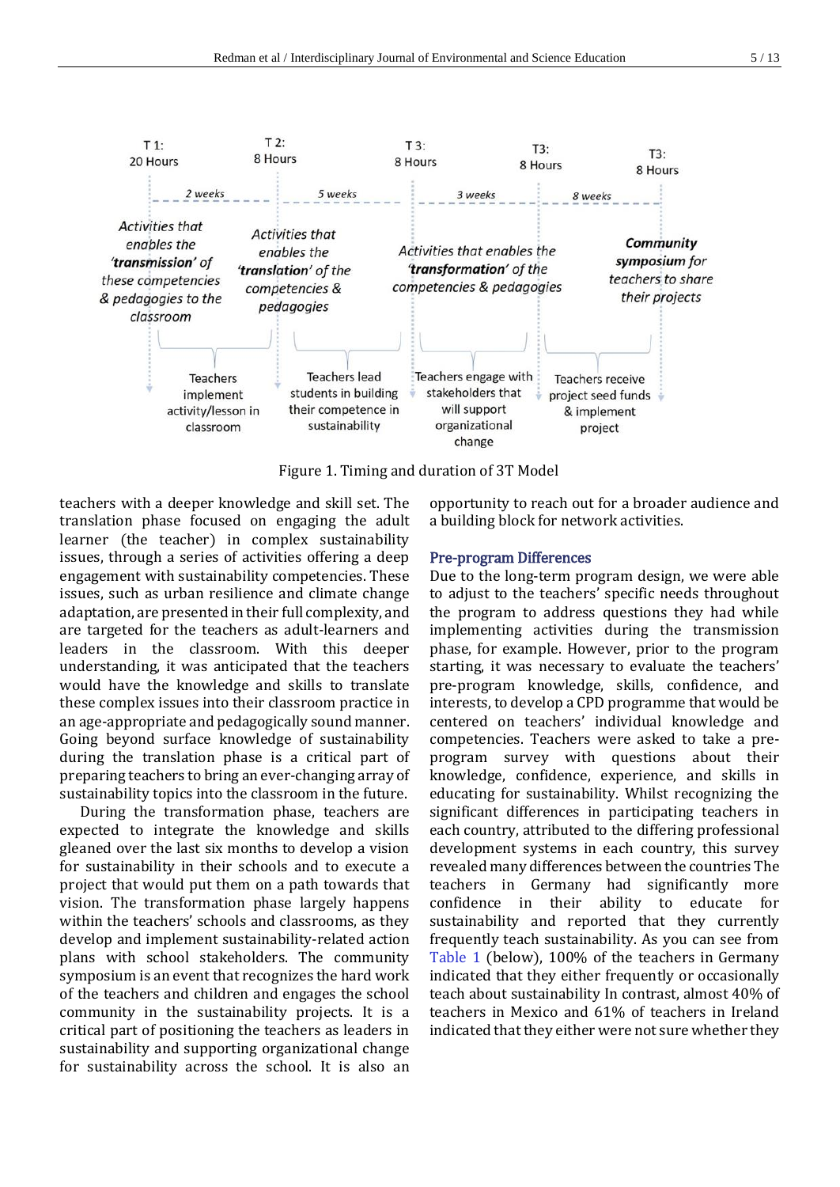Figure 1. Timing and duration of 3T Model

teachers with a deeper knowledge and skill set. The translation phase focused on engaging the adult learner (the teacher) in complex sustainability issues, through a series of activities offering a deep engagement with sustainability competencies. These issues, such as urban resilience and climate change adaptation, are presented in their full complexity, and are targeted for the teachers as adult-learners and leaders in the classroom. With this deeper understanding, it was anticipated that the teachers would have the knowledge and skills to translate these complex issues into their classroom practice in an age-appropriate and pedagogically sound manner. Going beyond surface knowledge of sustainability during the translation phase is a critical part of preparing teachers to bring an ever-changing array of sustainability topics into the classroom in the future.

During the transformation phase, teachers are expected to integrate the knowledge and skills gleaned over the last six months to develop a vision for sustainability in their schools and to execute a project that would put them on a path towards that vision. The transformation phase largely happens within the teachers' schools and classrooms, as they develop and implement sustainability-related action plans with school stakeholders. The community symposium is an event that recognizes the hard work of the teachers and children and engages the school community in the sustainability projects. It is a critical part of positioning the teachers as leaders in sustainability and supporting organizational change for sustainability across the school. It is also an opportunity to reach out for a broader audience and a building block for network activities.

## Pre-program Differences

Due to the long-term program design, we were able to adjust to the teachers' specific needs throughout the program to address questions they had while implementing activities during the transmission phase, for example. However, prior to the program starting, it was necessary to evaluate the teachers' pre-program knowledge, skills, confidence, and interests, to develop a CPD programme that would be centered on teachers' individual knowledge and competencies. Teachers were asked to take a pre-program survey with questions about their knowledge, confidence, experience, and skills in educating for sustainability. Whilst recognizing the significant differences in participating teachers in each country, attributed to the differing professional development systems in each country, this survey revealed many differences between the countries The teachers in Germany had significantly more confidence in their ability to educate for sustainability and reported that they currently frequently teach sustainability. As you can see from Table 1 (below), 100% of the teachers in Germany indicated that they either frequently or occasionally teach about sustainability In contrast, almost 40% of teachers in Mexico and 61% of teachers in Ireland indicated that they either were not sure whether they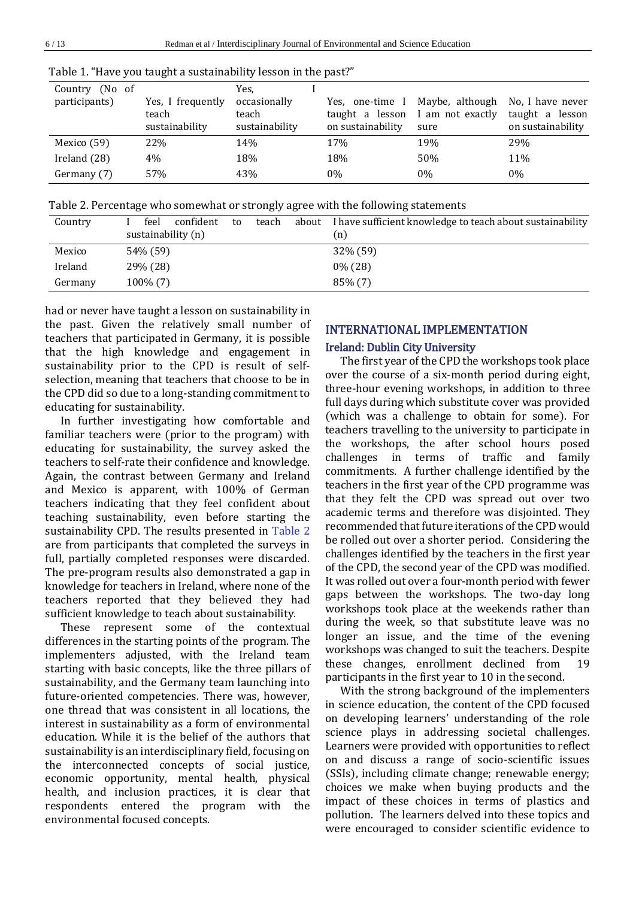Table 1. "Have you taught a sustainability lesson in the past?"

| Country (No of participants) | Yes, I frequently teach sustainability | Yes, I occasionally teach sustainability | Yes, one-time I taught a lesson on sustainability | Maybe, although I am not exactly sure | No, I have never taught a lesson on sustainability |
|---|---|---|---|---|---|
| Mexico (59) | 22% | 14% | 17% | 19% | 29% |
| Ireland (28) | 4% | 18% | 18% | 50% | 11% |
| Germany (7) | 57% | 43% | 0% | 0% | 0% |

Table 2. Percentage who somewhat or strongly agree with the following statements

| Country | I feel confident to teach about sustainability (n) | I have sufficient knowledge to teach about sustainability (n) |
|---|---|---|
| Mexico | 54% (59) | 32% (59) |
| Ireland | 29% (28) | 0% (28) |
| Germany | 100% (7) | 85% (7) |

had or never have taught a lesson on sustainability in the past. Given the relatively small number of teachers that participated in Germany, it is possible that the high knowledge and engagement in sustainability prior to the CPD is result of self-selection, meaning that teachers that choose to be in the CPD did so due to a long-standing commitment to educating for sustainability.

In further investigating how comfortable and familiar teachers were (prior to the program) with educating for sustainability, the survey asked the teachers to self-rate their confidence and knowledge. Again, the contrast between Germany and Ireland and Mexico is apparent, with 100% of German teachers indicating that they feel confident about teaching sustainability, even before starting the sustainability CPD. The results presented in Table 2 are from participants that completed the surveys in full, partially completed responses were discarded. The pre-program results also demonstrated a gap in knowledge for teachers in Ireland, where none of the teachers reported that they believed they had sufficient knowledge to teach about sustainability.

These represent some of the contextual differences in the starting points of the program. The implementers adjusted, with the Ireland team starting with basic concepts, like the three pillars of sustainability, and the Germany team launching into future-oriented competencies. There was, however, one thread that was consistent in all locations, the interest in sustainability as a form of environmental education. While it is the belief of the authors that sustainability is an interdisciplinary field, focusing on the interconnected concepts of social justice, economic opportunity, mental health, physical health, and inclusion practices, it is clear that respondents entered the program with the environmental focused concepts.

## INTERNATIONAL IMPLEMENTATION

### Ireland: Dublin City University

The first year of the CPD the workshops took place over the course of a six-month period during eight, three-hour evening workshops, in addition to three full days during which substitute cover was provided (which was a challenge to obtain for some). For teachers travelling to the university to participate in the workshops, the after school hours posed challenges in terms of traffic and family commitments. A further challenge identified by the teachers in the first year of the CPD programme was that they felt the CPD was spread out over two academic terms and therefore was disjointed. They recommended that future iterations of the CPD would be rolled out over a shorter period. Considering the challenges identified by the teachers in the first year of the CPD, the second year of the CPD was modified. It was rolled out over a four-month period with fewer gaps between the workshops. The two-day long workshops took place at the weekends rather than during the week, so that substitute leave was no longer an issue, and the time of the evening workshops was changed to suit the teachers. Despite these changes, enrollment declined from 19 participants in the first year to 10 in the second.

With the strong background of the implementers in science education, the content of the CPD focused on developing learners' understanding of the role science plays in addressing societal challenges. Learners were provided with opportunities to reflect on and discuss a range of socio-scientific issues (SSIs), including climate change; renewable energy; choices we make when buying products and the impact of these choices in terms of plastics and pollution. The learners delved into these topics and were encouraged to consider scientific evidence to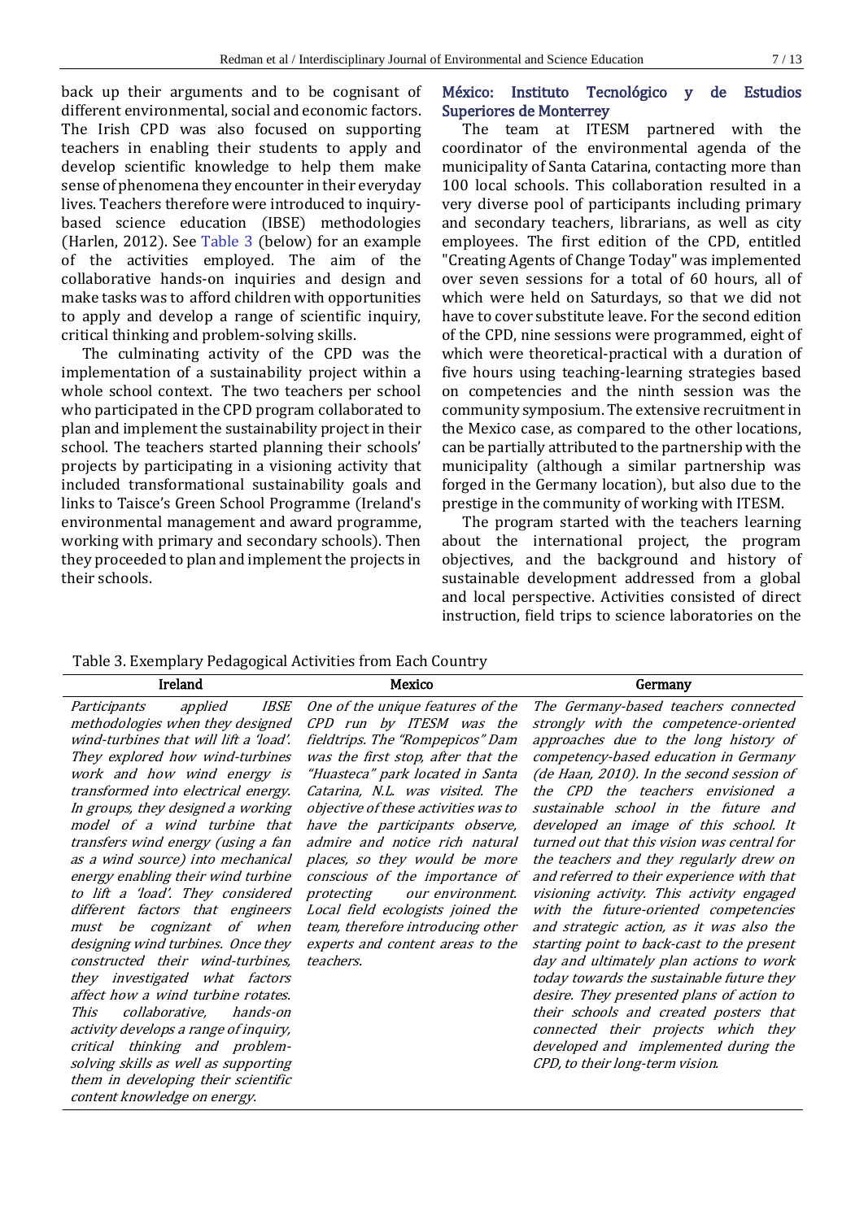back up their arguments and to be cognisant of different environmental, social and economic factors. The Irish CPD was also focused on supporting teachers in enabling their students to apply and develop scientific knowledge to help them make sense of phenomena they encounter in their everyday lives. Teachers therefore were introduced to inquiry-based science education (IBSE) methodologies (Harlen, 2012). See Table 3 (below) for an example of the activities employed. The aim of the collaborative hands-on inquiries and design and make tasks was to afford children with opportunities to apply and develop a range of scientific inquiry, critical thinking and problem-solving skills.

The culminating activity of the CPD was the implementation of a sustainability project within a whole school context. The two teachers per school who participated in the CPD program collaborated to plan and implement the sustainability project in their school. The teachers started planning their schools' projects by participating in a visioning activity that included transformational sustainability goals and links to Taisce's Green School Programme (Ireland's environmental management and award programme, working with primary and secondary schools). Then they proceeded to plan and implement the projects in their schools.

### México: Instituto Tecnológico y de Estudios Superiores de Monterrey

The team at ITESM partnered with the coordinator of the environmental agenda of the municipality of Santa Catarina, contacting more than 100 local schools. This collaboration resulted in a very diverse pool of participants including primary and secondary teachers, librarians, as well as city employees. The first edition of the CPD, entitled "Creating Agents of Change Today" was implemented over seven sessions for a total of 60 hours, all of which were held on Saturdays, so that we did not have to cover substitute leave. For the second edition of the CPD, nine sessions were programmed, eight of which were theoretical-practical with a duration of five hours using teaching-learning strategies based on competencies and the ninth session was the community symposium. The extensive recruitment in the Mexico case, as compared to the other locations, can be partially attributed to the partnership with the municipality (although a similar partnership was forged in the Germany location), but also due to the prestige in the community of working with ITESM.

The program started with the teachers learning about the international project, the program objectives, and the background and history of sustainable development addressed from a global and local perspective. Activities consisted of direct instruction, field trips to science laboratories on the

Table 3. Exemplary Pedagogical Activities from Each Country

| Ireland | Mexico | Germany |
|---|---|---|
| *Participants applied IBSE methodologies when they designed wind-turbines that will lift a 'load'. They explored how wind-turbines work and how wind energy is transformed into electrical energy. In groups, they designed a working model of a wind turbine that transfers wind energy (using a fan as a wind source) into mechanical energy enabling their wind turbine to lift a 'load'. They considered different factors that engineers must be cognizant of when designing wind turbines. Once they constructed their wind-turbines, they investigated what factors affect how a wind turbine rotates. This collaborative, hands-on activity develops a range of inquiry, critical thinking and problem-solving skills as well as supporting them in developing their scientific content knowledge on energy.* | *One of the unique features of the CPD run by ITESM was the fieldtrips. The "Rompepicos" Dam was the first stop, after that the "Huasteca" park located in Santa Catarina, N.L. was visited. The objective of these activities was to have the participants observe, admire and notice rich natural places, so they would be more conscious of the importance of protecting our environment. Local field ecologists joined the team, therefore introducing other experts and content areas to the teachers.* | *The Germany-based teachers connected strongly with the competence-oriented approaches due to the long history of competency-based education in Germany (de Haan, 2010). In the second session of the CPD the teachers envisioned a sustainable school in the future and developed an image of this school. It turned out that this vision was central for the teachers and they regularly drew on and referred to their experience with that visioning activity. This activity engaged with the future-oriented competencies and strategic action, as it was also the starting point to back-cast to the present day and ultimately plan actions to work today towards the sustainable future they desire. They presented plans of action to their schools and created posters that connected their projects which they developed and implemented during the CPD, to their long-term vision.* |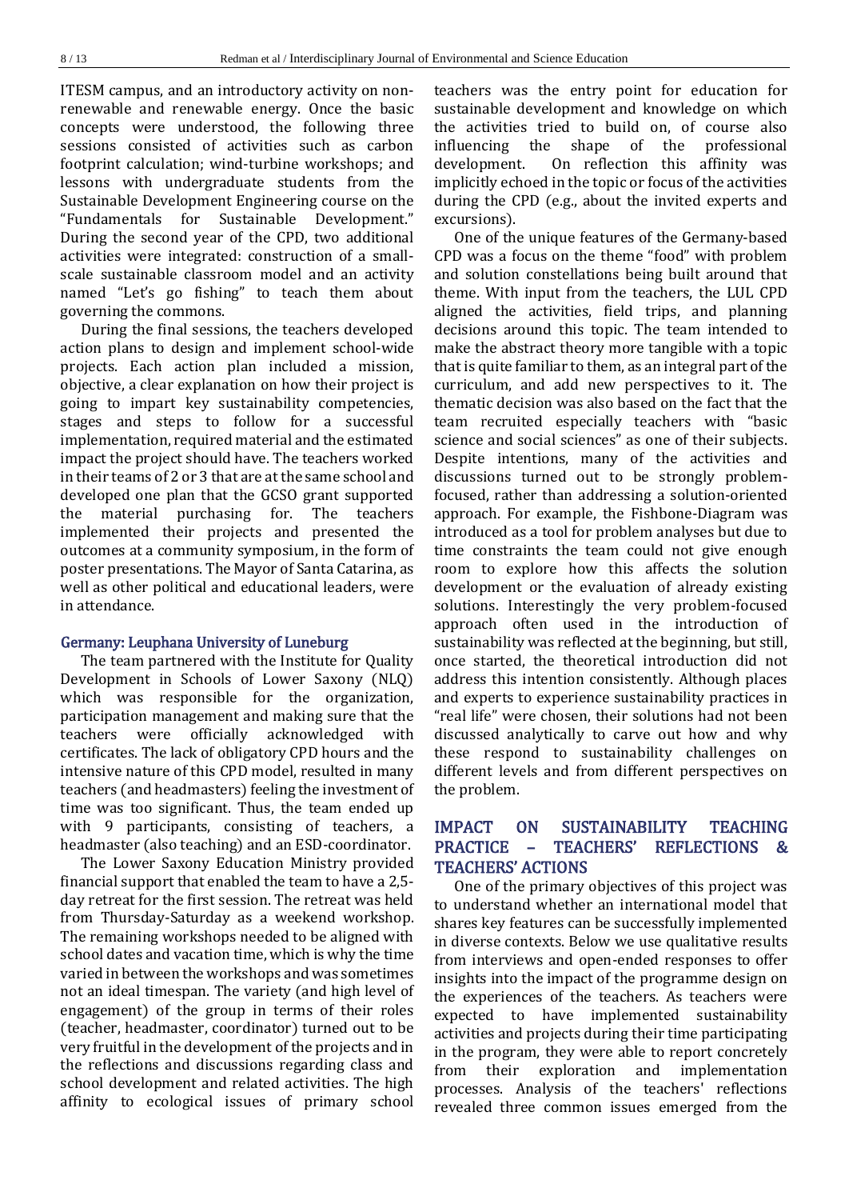ITESM campus, and an introductory activity on non-renewable and renewable energy. Once the basic concepts were understood, the following three sessions consisted of activities such as carbon footprint calculation; wind-turbine workshops; and lessons with undergraduate students from the Sustainable Development Engineering course on the "Fundamentals for Sustainable Development." During the second year of the CPD, two additional activities were integrated: construction of a small-scale sustainable classroom model and an activity named "Let's go fishing" to teach them about governing the commons.

During the final sessions, the teachers developed action plans to design and implement school-wide projects. Each action plan included a mission, objective, a clear explanation on how their project is going to impart key sustainability competencies, stages and steps to follow for a successful implementation, required material and the estimated impact the project should have. The teachers worked in their teams of 2 or 3 that are at the same school and developed one plan that the GCSO grant supported the material purchasing for. The teachers implemented their projects and presented the outcomes at a community symposium, in the form of poster presentations. The Mayor of Santa Catarina, as well as other political and educational leaders, were in attendance.

### Germany: Leuphana University of Luneburg

The team partnered with the Institute for Quality Development in Schools of Lower Saxony (NLQ) which was responsible for the organization, participation management and making sure that the teachers were officially acknowledged with certificates. The lack of obligatory CPD hours and the intensive nature of this CPD model, resulted in many teachers (and headmasters) feeling the investment of time was too significant. Thus, the team ended up with 9 participants, consisting of teachers, a headmaster (also teaching) and an ESD-coordinator.

The Lower Saxony Education Ministry provided financial support that enabled the team to have a 2,5-day retreat for the first session. The retreat was held from Thursday-Saturday as a weekend workshop. The remaining workshops needed to be aligned with school dates and vacation time, which is why the time varied in between the workshops and was sometimes not an ideal timespan. The variety (and high level of engagement) of the group in terms of their roles (teacher, headmaster, coordinator) turned out to be very fruitful in the development of the projects and in the reflections and discussions regarding class and school development and related activities. The high affinity to ecological issues of primary school teachers was the entry point for education for sustainable development and knowledge on which the activities tried to build on, of course also influencing the shape of the professional development. On reflection this affinity was implicitly echoed in the topic or focus of the activities during the CPD (e.g., about the invited experts and excursions).

One of the unique features of the Germany-based CPD was a focus on the theme "food" with problem and solution constellations being built around that theme. With input from the teachers, the LUL CPD aligned the activities, field trips, and planning decisions around this topic. The team intended to make the abstract theory more tangible with a topic that is quite familiar to them, as an integral part of the curriculum, and add new perspectives to it. The thematic decision was also based on the fact that the team recruited especially teachers with "basic science and social sciences" as one of their subjects. Despite intentions, many of the activities and discussions turned out to be strongly problem-focused, rather than addressing a solution-oriented approach. For example, the Fishbone-Diagram was introduced as a tool for problem analyses but due to time constraints the team could not give enough room to explore how this affects the solution development or the evaluation of already existing solutions. Interestingly the very problem-focused approach often used in the introduction of sustainability was reflected at the beginning, but still, once started, the theoretical introduction did not address this intention consistently. Although places and experts to experience sustainability practices in "real life" were chosen, their solutions had not been discussed analytically to carve out how and why these respond to sustainability challenges on different levels and from different perspectives on the problem.

## IMPACT ON SUSTAINABILITY TEACHING PRACTICE – TEACHERS' REFLECTIONS & TEACHERS' ACTIONS

One of the primary objectives of this project was to understand whether an international model that shares key features can be successfully implemented in diverse contexts. Below we use qualitative results from interviews and open-ended responses to offer insights into the impact of the programme design on the experiences of the teachers. As teachers were expected to have implemented sustainability activities and projects during their time participating in the program, they were able to report concretely from their exploration and implementation processes. Analysis of the teachers' reflections revealed three common issues emerged from the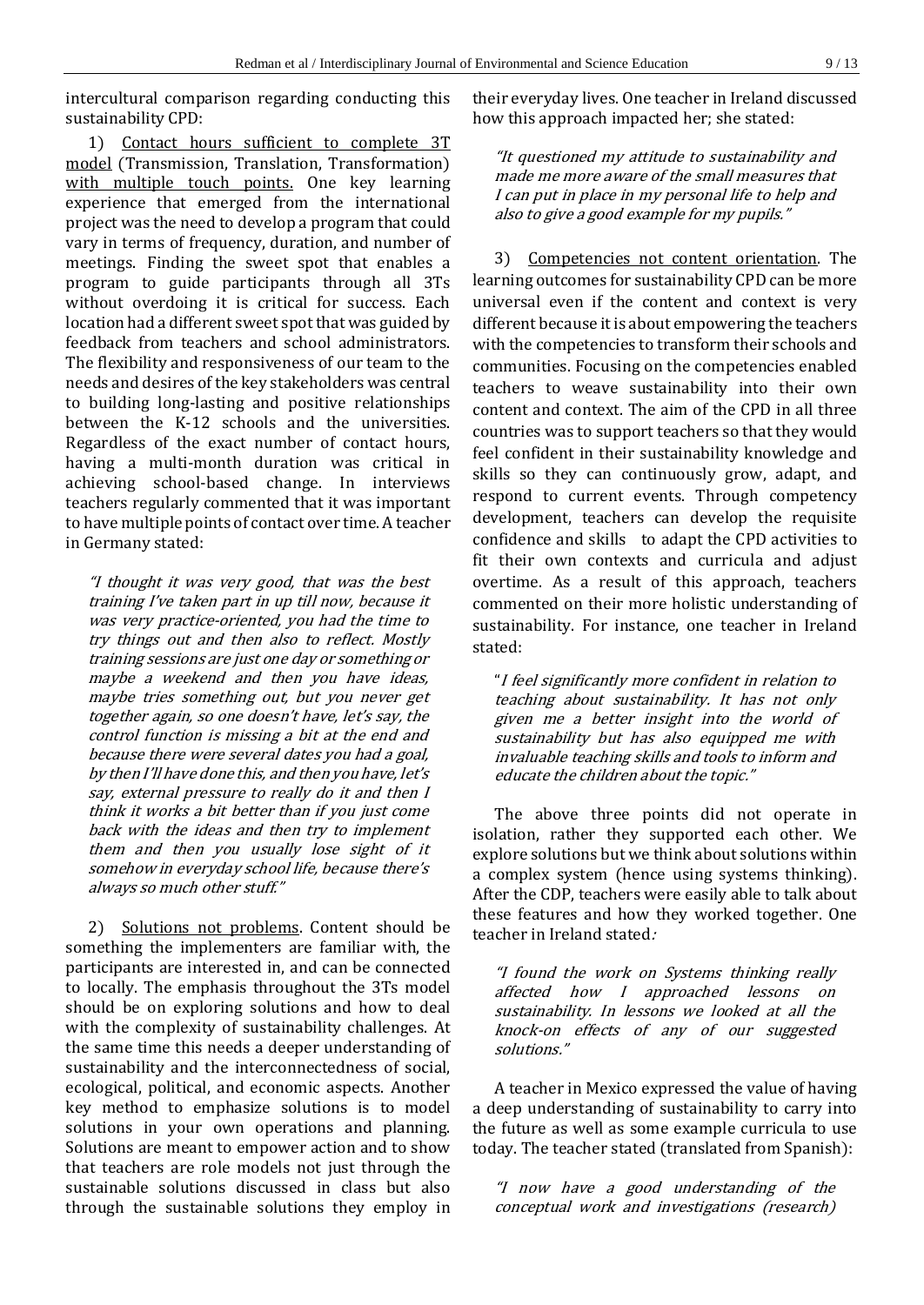intercultural comparison regarding conducting this sustainability CPD:

1) Contact hours sufficient to complete 3T model (Transmission, Translation, Transformation) with multiple touch points. One key learning experience that emerged from the international project was the need to develop a program that could vary in terms of frequency, duration, and number of meetings. Finding the sweet spot that enables a program to guide participants through all 3Ts without overdoing it is critical for success. Each location had a different sweet spot that was guided by feedback from teachers and school administrators. The flexibility and responsiveness of our team to the needs and desires of the key stakeholders was central to building long-lasting and positive relationships between the K-12 schools and the universities. Regardless of the exact number of contact hours, having a multi-month duration was critical in achieving school-based change. In interviews teachers regularly commented that it was important to have multiple points of contact over time. A teacher in Germany stated:

> *"I thought it was very good, that was the best training I've taken part in up till now, because it was very practice-oriented, you had the time to try things out and then also to reflect. Mostly training sessions are just one day or something or maybe a weekend and then you have ideas, maybe tries something out, but you never get together again, so one doesn't have, let's say, the control function is missing a bit at the end and because there were several dates you had a goal, by then I'll have done this, and then you have, let's say, external pressure to really do it and then I think it works a bit better than if you just come back with the ideas and then try to implement them and then you usually lose sight of it somehow in everyday school life, because there's always so much other stuff."*

2) Solutions not problems. Content should be something the implementers are familiar with, the participants are interested in, and can be connected to locally. The emphasis throughout the 3Ts model should be on exploring solutions and how to deal with the complexity of sustainability challenges. At the same time this needs a deeper understanding of sustainability and the interconnectedness of social, ecological, political, and economic aspects. Another key method to emphasize solutions is to model solutions in your own operations and planning. Solutions are meant to empower action and to show that teachers are role models not just through the sustainable solutions discussed in class but also through the sustainable solutions they employ in their everyday lives. One teacher in Ireland discussed how this approach impacted her; she stated:

> *"It questioned my attitude to sustainability and made me more aware of the small measures that I can put in place in my personal life to help and also to give a good example for my pupils."*

3) Competencies not content orientation. The learning outcomes for sustainability CPD can be more universal even if the content and context is very different because it is about empowering the teachers with the competencies to transform their schools and communities. Focusing on the competencies enabled teachers to weave sustainability into their own content and context. The aim of the CPD in all three countries was to support teachers so that they would feel confident in their sustainability knowledge and skills so they can continuously grow, adapt, and respond to current events. Through competency development, teachers can develop the requisite confidence and skills to adapt the CPD activities to fit their own contexts and curricula and adjust overtime. As a result of this approach, teachers commented on their more holistic understanding of sustainability. For instance, one teacher in Ireland stated:

> *"I feel significantly more confident in relation to teaching about sustainability. It has not only given me a better insight into the world of sustainability but has also equipped me with invaluable teaching skills and tools to inform and educate the children about the topic."*

The above three points did not operate in isolation, rather they supported each other. We explore solutions but we think about solutions within a complex system (hence using systems thinking). After the CDP, teachers were easily able to talk about these features and how they worked together. One teacher in Ireland stated:

> *"I found the work on Systems thinking really affected how I approached lessons on sustainability. In lessons we looked at all the knock-on effects of any of our suggested solutions."*

A teacher in Mexico expressed the value of having a deep understanding of sustainability to carry into the future as well as some example curricula to use today. The teacher stated (translated from Spanish):

> *"I now have a good understanding of the conceptual work and investigations (research)*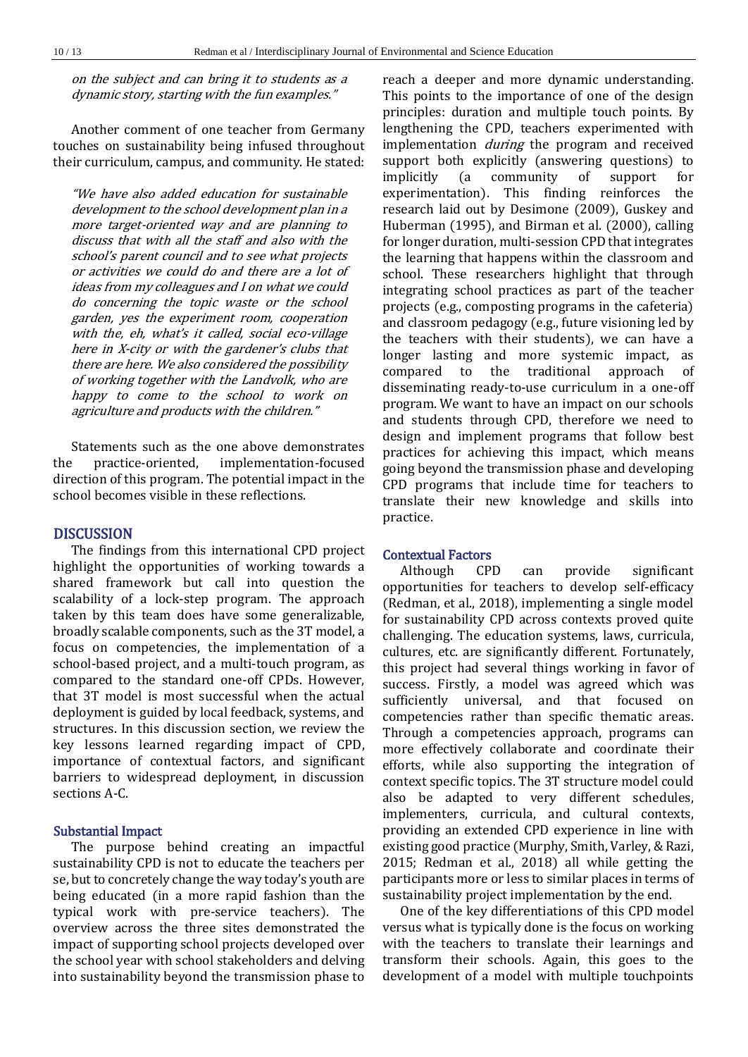*on the subject and can bring it to students as a dynamic story, starting with the fun examples."*

Another comment of one teacher from Germany touches on sustainability being infused throughout their curriculum, campus, and community. He stated:

*"We have also added education for sustainable development to the school development plan in a more target-oriented way and are planning to discuss that with all the staff and also with the school's parent council and to see what projects or activities we could do and there are a lot of ideas from my colleagues and I on what we could do concerning the topic waste or the school garden, yes the experiment room, cooperation with the, eh, what's it called, social eco-village here in X-city or with the gardener's clubs that there are here. We also considered the possibility of working together with the Landvolk, who are happy to come to the school to work on agriculture and products with the children."*

Statements such as the one above demonstrates the practice-oriented, implementation-focused direction of this program. The potential impact in the school becomes visible in these reflections.

## DISCUSSION

The findings from this international CPD project highlight the opportunities of working towards a shared framework but call into question the scalability of a lock-step program. The approach taken by this team does have some generalizable, broadly scalable components, such as the 3T model, a focus on competencies, the implementation of a school-based project, and a multi-touch program, as compared to the standard one-off CPDs. However, that 3T model is most successful when the actual deployment is guided by local feedback, systems, and structures. In this discussion section, we review the key lessons learned regarding impact of CPD, importance of contextual factors, and significant barriers to widespread deployment, in discussion sections A-C.

### Substantial Impact

The purpose behind creating an impactful sustainability CPD is not to educate the teachers per se, but to concretely change the way today's youth are being educated (in a more rapid fashion than the typical work with pre-service teachers). The overview across the three sites demonstrated the impact of supporting school projects developed over the school year with school stakeholders and delving into sustainability beyond the transmission phase to reach a deeper and more dynamic understanding. This points to the importance of one of the design principles: duration and multiple touch points. By lengthening the CPD, teachers experimented with implementation *during* the program and received support both explicitly (answering questions) to implicitly (a community of support for experimentation). This finding reinforces the research laid out by Desimone (2009), Guskey and Huberman (1995), and Birman et al. (2000), calling for longer duration, multi-session CPD that integrates the learning that happens within the classroom and school. These researchers highlight that through integrating school practices as part of the teacher projects (e.g., composting programs in the cafeteria) and classroom pedagogy (e.g., future visioning led by the teachers with their students), we can have a longer lasting and more systemic impact, as compared to the traditional approach of disseminating ready-to-use curriculum in a one-off program. We want to have an impact on our schools and students through CPD, therefore we need to design and implement programs that follow best practices for achieving this impact, which means going beyond the transmission phase and developing CPD programs that include time for teachers to translate their new knowledge and skills into practice.

### Contextual Factors

Although CPD can provide significant opportunities for teachers to develop self-efficacy (Redman, et al., 2018), implementing a single model for sustainability CPD across contexts proved quite challenging. The education systems, laws, curricula, cultures, etc. are significantly different. Fortunately, this project had several things working in favor of success. Firstly, a model was agreed which was sufficiently universal, and that focused on competencies rather than specific thematic areas. Through a competencies approach, programs can more effectively collaborate and coordinate their efforts, while also supporting the integration of context specific topics. The 3T structure model could also be adapted to very different schedules, implementers, curricula, and cultural contexts, providing an extended CPD experience in line with existing good practice (Murphy, Smith, Varley, & Razi, 2015; Redman et al., 2018) all while getting the participants more or less to similar places in terms of sustainability project implementation by the end.

One of the key differentiations of this CPD model versus what is typically done is the focus on working with the teachers to translate their learnings and transform their schools. Again, this goes to the development of a model with multiple touchpoints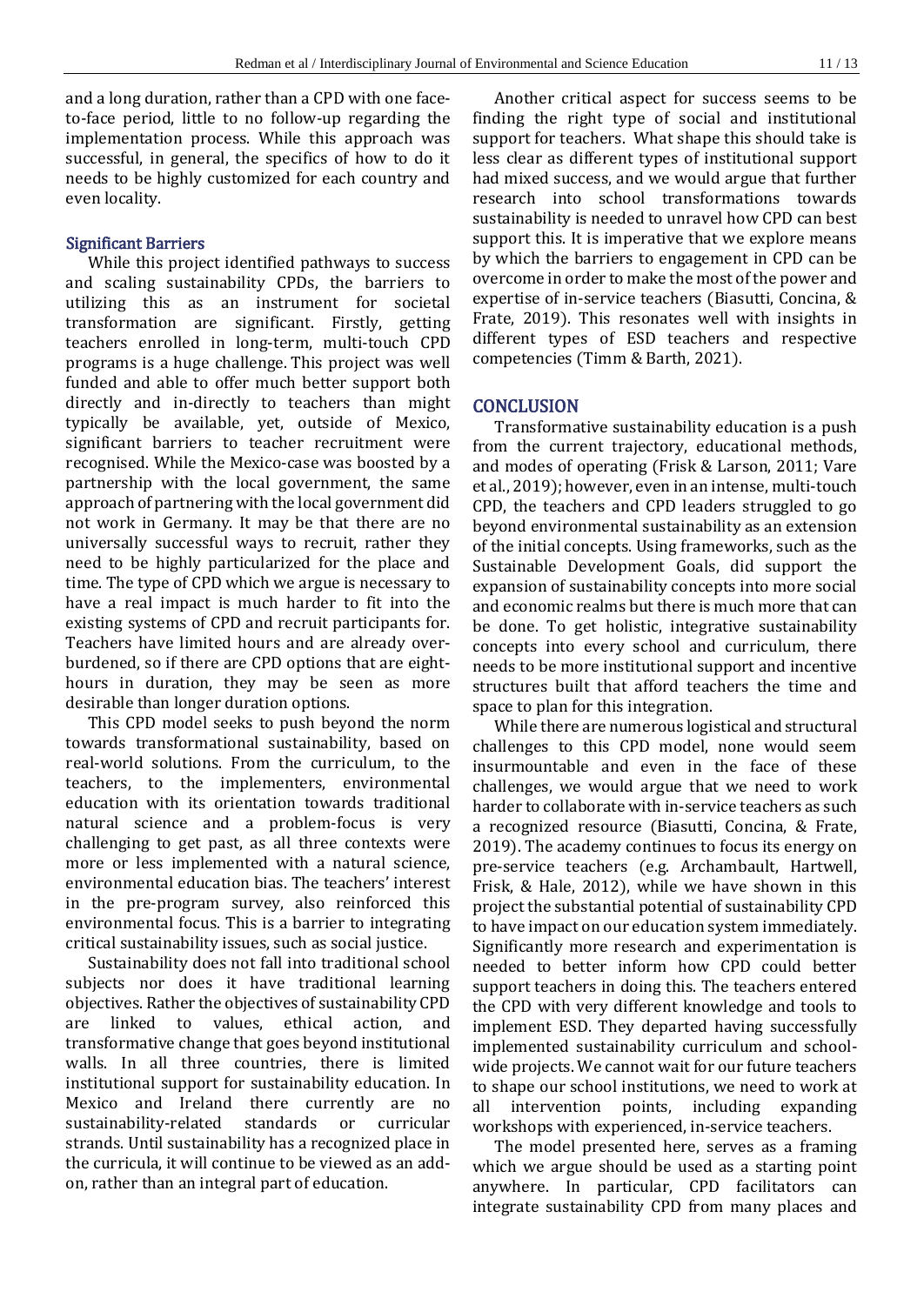and a long duration, rather than a CPD with one face-to-face period, little to no follow-up regarding the implementation process. While this approach was successful, in general, the specifics of how to do it needs to be highly customized for each country and even locality.

### Significant Barriers

While this project identified pathways to success and scaling sustainability CPDs, the barriers to utilizing this as an instrument for societal transformation are significant. Firstly, getting teachers enrolled in long-term, multi-touch CPD programs is a huge challenge. This project was well funded and able to offer much better support both directly and in-directly to teachers than might typically be available, yet, outside of Mexico, significant barriers to teacher recruitment were recognised. While the Mexico-case was boosted by a partnership with the local government, the same approach of partnering with the local government did not work in Germany. It may be that there are no universally successful ways to recruit, rather they need to be highly particularized for the place and time. The type of CPD which we argue is necessary to have a real impact is much harder to fit into the existing systems of CPD and recruit participants for. Teachers have limited hours and are already over-burdened, so if there are CPD options that are eight-hours in duration, they may be seen as more desirable than longer duration options.

This CPD model seeks to push beyond the norm towards transformational sustainability, based on real-world solutions. From the curriculum, to the teachers, to the implementers, environmental education with its orientation towards traditional natural science and a problem-focus is very challenging to get past, as all three contexts were more or less implemented with a natural science, environmental education bias. The teachers' interest in the pre-program survey, also reinforced this environmental focus. This is a barrier to integrating critical sustainability issues, such as social justice.

Sustainability does not fall into traditional school subjects nor does it have traditional learning objectives. Rather the objectives of sustainability CPD are linked to values, ethical action, and transformative change that goes beyond institutional walls. In all three countries, there is limited institutional support for sustainability education. In Mexico and Ireland there currently are no sustainability-related standards or curricular strands. Until sustainability has a recognized place in the curricula, it will continue to be viewed as an add-on, rather than an integral part of education.

Another critical aspect for success seems to be finding the right type of social and institutional support for teachers. What shape this should take is less clear as different types of institutional support had mixed success, and we would argue that further research into school transformations towards sustainability is needed to unravel how CPD can best support this. It is imperative that we explore means by which the barriers to engagement in CPD can be overcome in order to make the most of the power and expertise of in-service teachers (Biasutti, Concina, & Frate, 2019). This resonates well with insights in different types of ESD teachers and respective competencies (Timm & Barth, 2021).

## CONCLUSION

Transformative sustainability education is a push from the current trajectory, educational methods, and modes of operating (Frisk & Larson, 2011; Vare et al., 2019); however, even in an intense, multi-touch CPD, the teachers and CPD leaders struggled to go beyond environmental sustainability as an extension of the initial concepts. Using frameworks, such as the Sustainable Development Goals, did support the expansion of sustainability concepts into more social and economic realms but there is much more that can be done. To get holistic, integrative sustainability concepts into every school and curriculum, there needs to be more institutional support and incentive structures built that afford teachers the time and space to plan for this integration.

While there are numerous logistical and structural challenges to this CPD model, none would seem insurmountable and even in the face of these challenges, we would argue that we need to work harder to collaborate with in-service teachers as such a recognized resource (Biasutti, Concina, & Frate, 2019). The academy continues to focus its energy on pre-service teachers (e.g. Archambault, Hartwell, Frisk, & Hale, 2012), while we have shown in this project the substantial potential of sustainability CPD to have impact on our education system immediately. Significantly more research and experimentation is needed to better inform how CPD could better support teachers in doing this. The teachers entered the CPD with very different knowledge and tools to implement ESD. They departed having successfully implemented sustainability curriculum and school-wide projects. We cannot wait for our future teachers to shape our school institutions, we need to work at all intervention points, including expanding workshops with experienced, in-service teachers.

The model presented here, serves as a framing which we argue should be used as a starting point anywhere. In particular, CPD facilitators can integrate sustainability CPD from many places and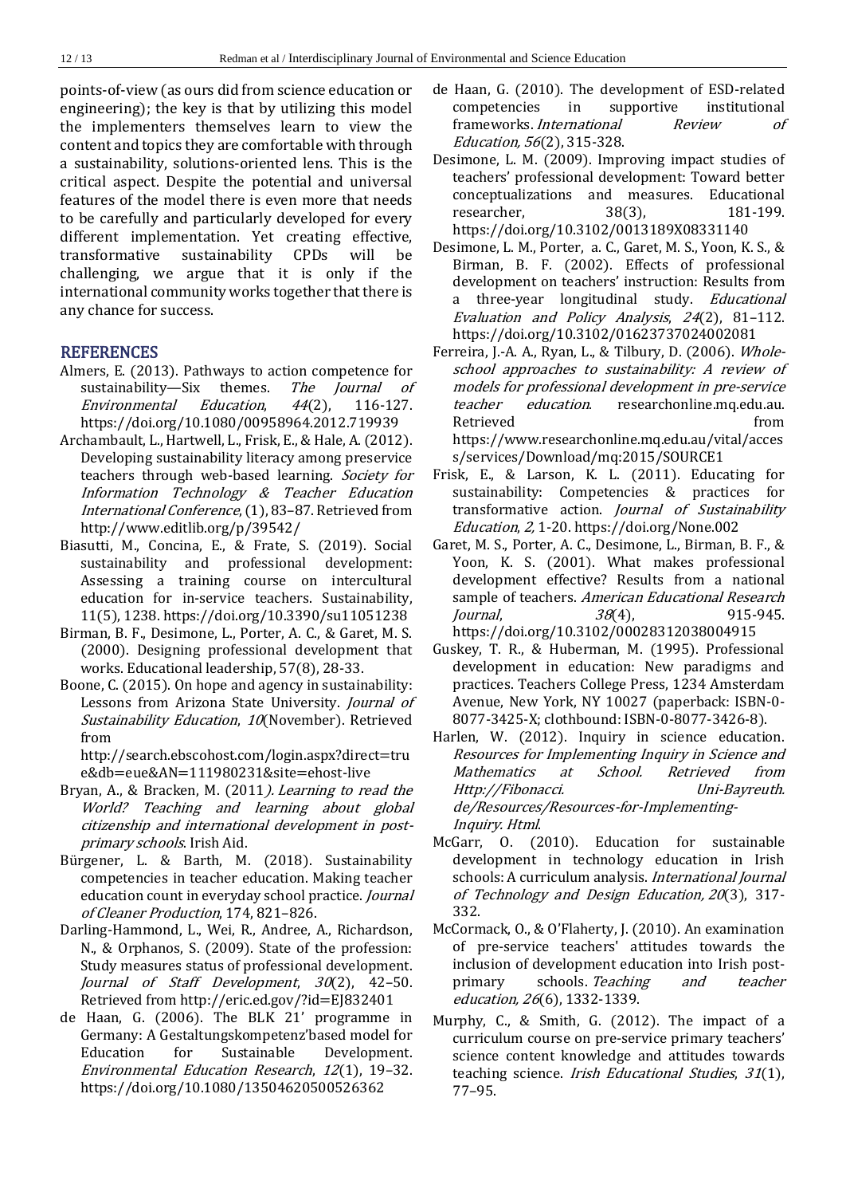points-of-view (as ours did from science education or engineering); the key is that by utilizing this model the implementers themselves learn to view the content and topics they are comfortable with through a sustainability, solutions-oriented lens. This is the critical aspect. Despite the potential and universal features of the model there is even more that needs to be carefully and particularly developed for every different implementation. Yet creating effective, transformative sustainability CPDs will be challenging, we argue that it is only if the international community works together that there is any chance for success.

## REFERENCES

Almers, E. (2013). Pathways to action competence for sustainability—Six themes. *The Journal of Environmental Education*, *44*(2), 116-127. https://doi.org/10.1080/00958964.2012.719939

Archambault, L., Hartwell, L., Frisk, E., & Hale, A. (2012). Developing sustainability literacy among preservice teachers through web-based learning. *Society for Information Technology & Teacher Education International Conference*, (1), 83–87. Retrieved from http://www.editlib.org/p/39542/

Biasutti, M., Concina, E., & Frate, S. (2019). Social sustainability and professional development: Assessing a training course on intercultural education for in-service teachers. Sustainability, 11(5), 1238. https://doi.org/10.3390/su11051238

Birman, B. F., Desimone, L., Porter, A. C., & Garet, M. S. (2000). Designing professional development that works. Educational leadership, 57(8), 28-33.

Boone, C. (2015). On hope and agency in sustainability: Lessons from Arizona State University. *Journal of Sustainability Education*, *10*(November). Retrieved from http://search.ebscohost.com/login.aspx?direct=true&db=eue&AN=111980231&site=ehost-live

Bryan, A., & Bracken, M. (2011*). Learning to read the World? Teaching and learning about global citizenship and international development in post-primary schools*. Irish Aid.

Bürgener, L. & Barth, M. (2018). Sustainability competencies in teacher education. Making teacher education count in everyday school practice. *Journal of Cleaner Production*, 174, 821–826.

Darling-Hammond, L., Wei, R., Andree, A., Richardson, N., & Orphanos, S. (2009). State of the profession: Study measures status of professional development. *Journal of Staff Development*, *30*(2), 42–50. Retrieved from http://eric.ed.gov/?id=EJ832401

de Haan, G. (2006). The BLK 21' programme in Germany: A Gestaltungskompetenz'based model for Education for Sustainable Development. *Environmental Education Research*, *12*(1), 19–32. https://doi.org/10.1080/13504620500526362

de Haan, G. (2010). The development of ESD-related competencies in supportive institutional frameworks. *International Review of Education, 56*(2), 315-328.

Desimone, L. M. (2009). Improving impact studies of teachers' professional development: Toward better conceptualizations and measures. Educational researcher, 38(3), 181-199. https://doi.org/10.3102/0013189X08331140

Desimone, L. M., Porter, a. C., Garet, M. S., Yoon, K. S., & Birman, B. F. (2002). Effects of professional development on teachers' instruction: Results from a three-year longitudinal study. *Educational Evaluation and Policy Analysis*, *24*(2), 81–112. https://doi.org/10.3102/01623737024002081

Ferreira, J.-A. A., Ryan, L., & Tilbury, D. (2006). *Whole-school approaches to sustainability: A review of models for professional development in pre-service teacher education*. researchonline.mq.edu.au. Retrieved from https://www.researchonline.mq.edu.au/vital/access/services/Download/mq:2015/SOURCE1

Frisk, E., & Larson, K. L. (2011). Educating for sustainability: Competencies & practices for transformative action. *Journal of Sustainability Education*, *2,* 1-20. https://doi.org/None.002

Garet, M. S., Porter, A. C., Desimone, L., Birman, B. F., & Yoon, K. S. (2001). What makes professional development effective? Results from a national sample of teachers. *American Educational Research Journal*, *38*(4), 915-945. https://doi.org/10.3102/00028312038004915

Guskey, T. R., & Huberman, M. (1995). Professional development in education: New paradigms and practices. Teachers College Press, 1234 Amsterdam Avenue, New York, NY 10027 (paperback: ISBN-0-8077-3425-X; clothbound: ISBN-0-8077-3426-8).

Harlen, W. (2012). Inquiry in science education. *Resources for Implementing Inquiry in Science and Mathematics at School. Retrieved from Http://Fibonacci. Uni-Bayreuth. de/Resources/Resources-for-Implementing-Inquiry. Html*.

McGarr, O. (2010). Education for sustainable development in technology education in Irish schools: A curriculum analysis. *International Journal of Technology and Design Education, 20*(3), 317-332.

McCormack, O., & O'Flaherty, J. (2010). An examination of pre-service teachers' attitudes towards the inclusion of development education into Irish post-primary schools. *Teaching and teacher education, 26*(6), 1332-1339.

Murphy, C., & Smith, G. (2012). The impact of a curriculum course on pre-service primary teachers' science content knowledge and attitudes towards teaching science. *Irish Educational Studies*, *31*(1), 77–95.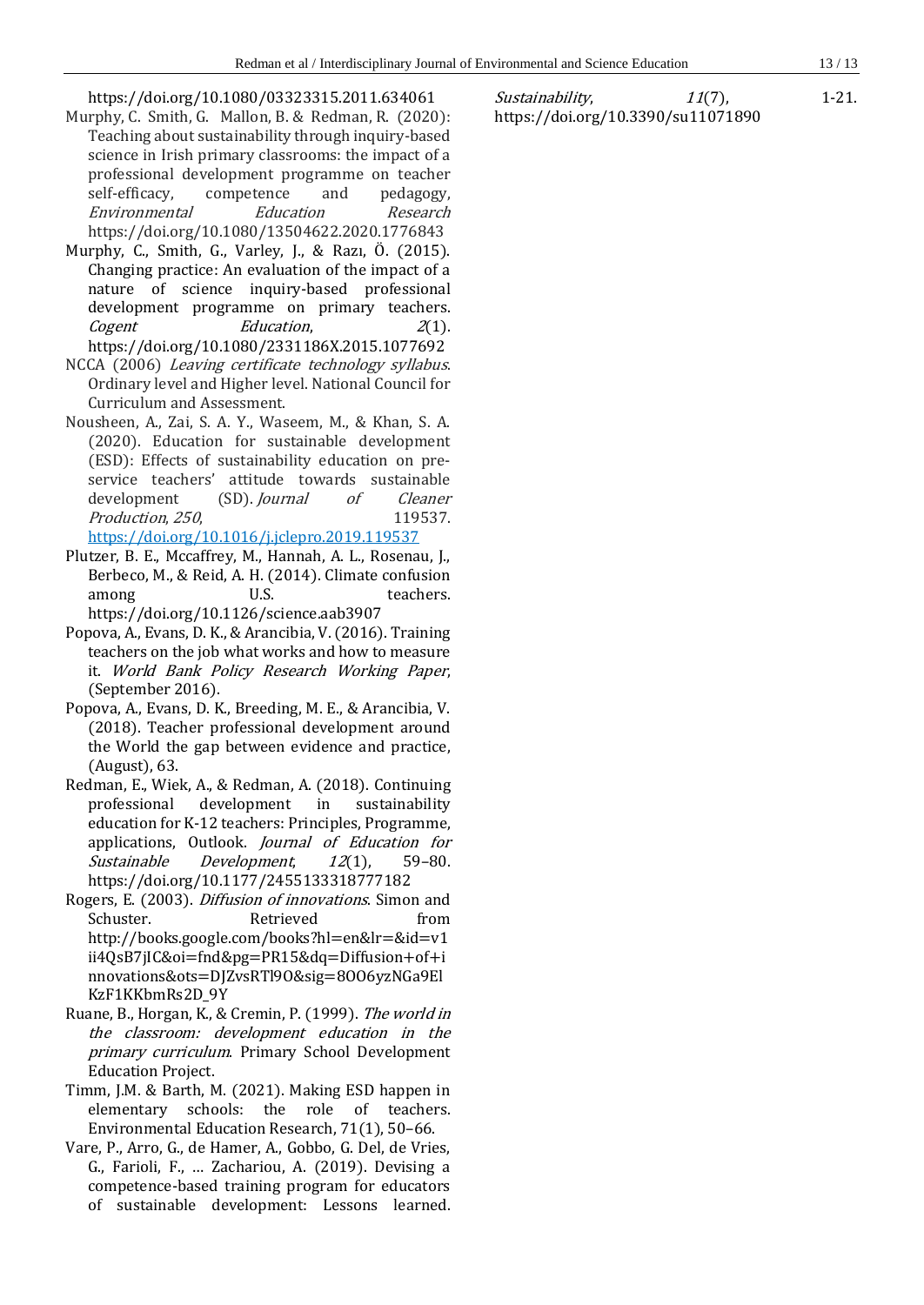https://doi.org/10.1080/03323315.2011.634061

Murphy, C. Smith, G. Mallon, B. & Redman, R. (2020): Teaching about sustainability through inquiry-based science in Irish primary classrooms: the impact of a professional development programme on teacher self-efficacy, competence and pedagogy, *Environmental Education Research* https://doi.org/10.1080/13504622.2020.1776843

Murphy, C., Smith, G., Varley, J., & Razı, Ö. (2015). Changing practice: An evaluation of the impact of a nature of science inquiry-based professional development programme on primary teachers. *Cogent Education*, *2*(1). https://doi.org/10.1080/2331186X.2015.1077692

NCCA (2006) *Leaving certificate technology syllabus*. Ordinary level and Higher level. National Council for Curriculum and Assessment.

Nousheen, A., Zai, S. A. Y., Waseem, M., & Khan, S. A. (2020). Education for sustainable development (ESD): Effects of sustainability education on pre-service teachers' attitude towards sustainable development (SD). *Journal of Cleaner Production*, *250*, 119537. https://doi.org/10.1016/j.jclepro.2019.119537

Plutzer, B. E., Mccaffrey, M., Hannah, A. L., Rosenau, J., Berbeco, M., & Reid, A. H. (2014). Climate confusion among U.S. teachers. https://doi.org/10.1126/science.aab3907

Popova, A., Evans, D. K., & Arancibia, V. (2016). Training teachers on the job what works and how to measure it. *World Bank Policy Research Working Paper*, (September 2016).

Popova, A., Evans, D. K., Breeding, M. E., & Arancibia, V. (2018). Teacher professional development around the World the gap between evidence and practice, (August), 63.

Redman, E., Wiek, A., & Redman, A. (2018). Continuing professional development in sustainability education for K-12 teachers: Principles, Programme, applications, Outlook. *Journal of Education for Sustainable Development*, *12*(1), 59–80. https://doi.org/10.1177/2455133318777182

Rogers, E. (2003). *Diffusion of innovations*. Simon and Schuster. Retrieved from http://books.google.com/books?hl=en&lr=&id=v1ii4QsB7jIC&oi=fnd&pg=PR15&dq=Diffusion+of+innovations&ots=DJZvsRTl9O&sig=8O06yzNGa9ElKzF1KKbmRs2D_9Y

Ruane, B., Horgan, K., & Cremin, P. (1999). *The world in the classroom: development education in the primary curriculum*. Primary School Development Education Project.

Timm, J.M. & Barth, M. (2021). Making ESD happen in elementary schools: the role of teachers. Environmental Education Research, 71(1), 50–66.

Vare, P., Arro, G., de Hamer, A., Gobbo, G. Del, de Vries, G., Farioli, F., … Zachariou, A. (2019). Devising a competence-based training program for educators of sustainable development: Lessons learned. *Sustainability*, *11*(7), 1-21. https://doi.org/10.3390/su11071890